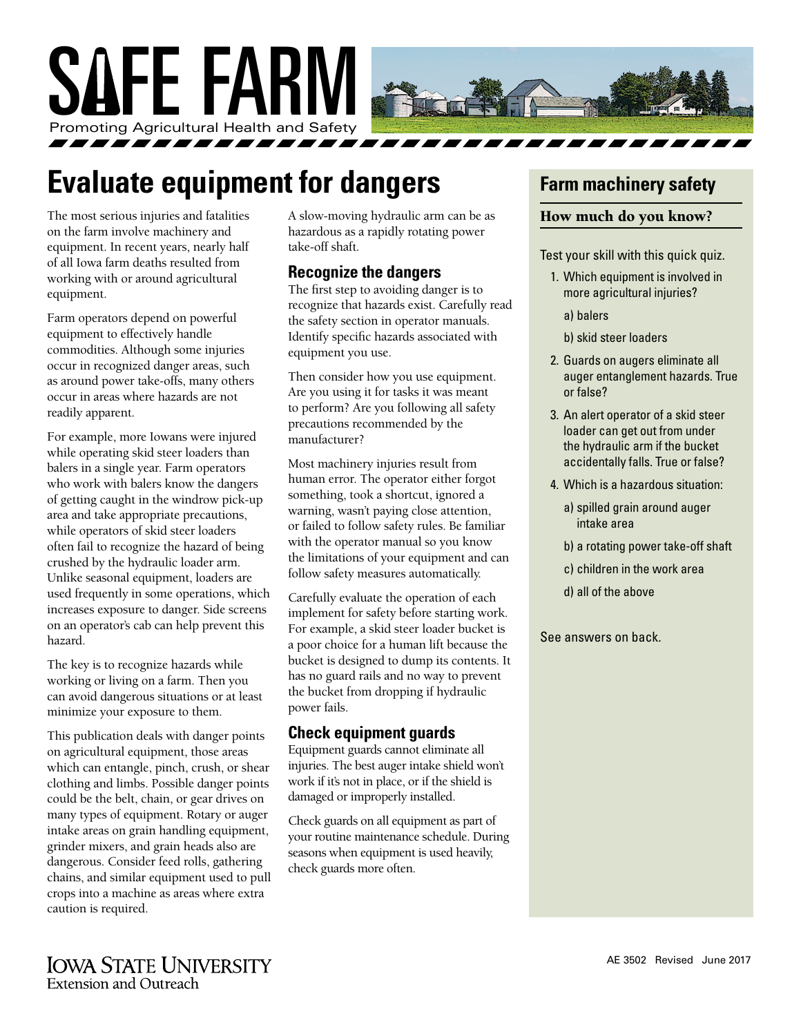# SAFE FARM

Promoting Agricultural Health and Safety

## Evaluate equipment for dangers

The most serious injuries and fatalities on the farm involve machinery and equipment. In recent years, nearly half of all Iowa farm deaths resulted from working with or around agricultural equipment.

Farm operators depend on powerful equipment to effectively handle commodities. Although some injuries occur in recognized danger areas, such as around power take-offs, many others occur in areas where hazards are not readily apparent.

For example, more Iowans were injured while operating skid steer loaders than balers in a single year. Farm operators who work with balers know the dangers of getting caught in the windrow pick-up area and take appropriate precautions, while operators of skid steer loaders often fail to recognize the hazard of being crushed by the hydraulic loader arm. Unlike seasonal equipment, loaders are used frequently in some operations, which increases exposure to danger. Side screens on an operator's cab can help prevent this hazard.

The key is to recognize hazards while working or living on a farm. Then you can avoid dangerous situations or at least minimize your exposure to them.

This publication deals with danger points on agricultural equipment, those areas which can entangle, pinch, crush, or shear clothing and limbs. Possible danger points could be the belt, chain, or gear drives on many types of equipment. Rotary or auger intake areas on grain handling equipment, grinder mixers, and grain heads also are dangerous. Consider feed rolls, gathering chains, and similar equipment used to pull crops into a machine as areas where extra caution is required.

A slow-moving hydraulic arm can be as hazardous as a rapidly rotating power take-off shaft.

### Recognize the dangers

The first step to avoiding danger is to recognize that hazards exist. Carefully read the safety section in operator manuals. Identify specific hazards associated with equipment you use.

Then consider how you use equipment. Are you using it for tasks it was meant to perform? Are you following all safety precautions recommended by the manufacturer?

Most machinery injuries result from human error. The operator either forgot something, took a shortcut, ignored a warning, wasn't paying close attention, or failed to follow safety rules. Be familiar with the operator manual so you know the limitations of your equipment and can follow safety measures automatically.

Carefully evaluate the operation of each implement for safety before starting work. For example, a skid steer loader bucket is a poor choice for a human lift because the bucket is designed to dump its contents. It has no guard rails and no way to prevent the bucket from dropping if hydraulic power fails.

### Check equipment guards

Equipment guards cannot eliminate all injuries. The best auger intake shield won't work if it's not in place, or if the shield is damaged or improperly installed.

Check guards on all equipment as part of your routine maintenance schedule. During seasons when equipment is used heavily, check guards more often.

## Farm machinery safety

### How much do you know?

Test your skill with this quick quiz.

1. Which equipment is involved in more agricultural injuries?
   a) balers
   b) skid steer loaders
2. Guards on augers eliminate all auger entanglement hazards. True or false?
3. An alert operator of a skid steer loader can get out from under the hydraulic arm if the bucket accidentally falls. True or false?
4. Which is a hazardous situation:
   a) spilled grain around auger intake area
   b) a rotating power take-off shaft
   c) children in the work area
   d) all of the above

See answers on back.

IOWA STATE UNIVERSITY
Extension and Outreach

AE 3502 Revised June 2017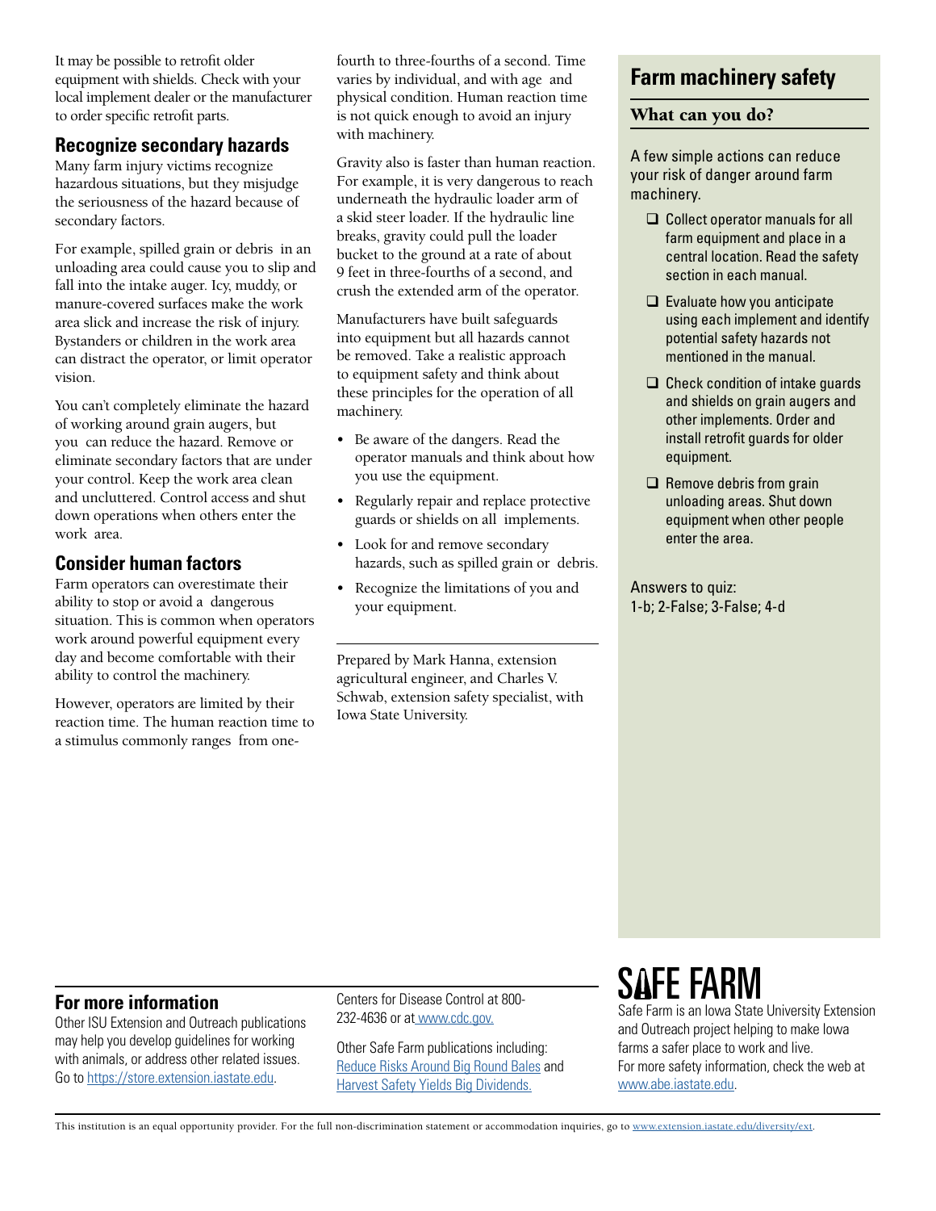It may be possible to retrofit older equipment with shields. Check with your local implement dealer or the manufacturer to order specific retrofit parts.

## Recognize secondary hazards

Many farm injury victims recognize hazardous situations, but they misjudge the seriousness of the hazard because of secondary factors.

For example, spilled grain or debris in an unloading area could cause you to slip and fall into the intake auger. Icy, muddy, or manure-covered surfaces make the work area slick and increase the risk of injury. Bystanders or children in the work area can distract the operator, or limit operator vision.

You can't completely eliminate the hazard of working around grain augers, but you can reduce the hazard. Remove or eliminate secondary factors that are under your control. Keep the work area clean and uncluttered. Control access and shut down operations when others enter the work area.

## Consider human factors

Farm operators can overestimate their ability to stop or avoid a dangerous situation. This is common when operators work around powerful equipment every day and become comfortable with their ability to control the machinery.

However, operators are limited by their reaction time. The human reaction time to a stimulus commonly ranges from one-fourth to three-fourths of a second. Time varies by individual, and with age and physical condition. Human reaction time is not quick enough to avoid an injury with machinery.

Gravity also is faster than human reaction. For example, it is very dangerous to reach underneath the hydraulic loader arm of a skid steer loader. If the hydraulic line breaks, gravity could pull the loader bucket to the ground at a rate of about 9 feet in three-fourths of a second, and crush the extended arm of the operator.

Manufacturers have built safeguards into equipment but all hazards cannot be removed. Take a realistic approach to equipment safety and think about these principles for the operation of all machinery.

- Be aware of the dangers. Read the operator manuals and think about how you use the equipment.
- Regularly repair and replace protective guards or shields on all implements.
- Look for and remove secondary hazards, such as spilled grain or debris.
- Recognize the limitations of you and your equipment.

Prepared by Mark Hanna, extension agricultural engineer, and Charles V. Schwab, extension safety specialist, with Iowa State University.

## Farm machinery safety

### What can you do?

A few simple actions can reduce your risk of danger around farm machinery.

- ☐ Collect operator manuals for all farm equipment and place in a central location. Read the safety section in each manual.
- ☐ Evaluate how you anticipate using each implement and identify potential safety hazards not mentioned in the manual.
- ☐ Check condition of intake guards and shields on grain augers and other implements. Order and install retrofit guards for older equipment.
- ☐ Remove debris from grain unloading areas. Shut down equipment when other people enter the area.

Answers to quiz:
1-b; 2-False; 3-False; 4-d

## For more information

Other ISU Extension and Outreach publications may help you develop guidelines for working with animals, or address other related issues. Go to https://store.extension.iastate.edu.

Centers for Disease Control at 800-232-4636 or at www.cdc.gov.

Other Safe Farm publications including: Reduce Risks Around Big Round Bales and Harvest Safety Yields Big Dividends.

## SAFE FARM

Safe Farm is an Iowa State University Extension and Outreach project helping to make Iowa farms a safer place to work and live. For more safety information, check the web at www.abe.iastate.edu.

This institution is an equal opportunity provider. For the full non-discrimination statement or accommodation inquiries, go to www.extension.iastate.edu/diversity/ext.